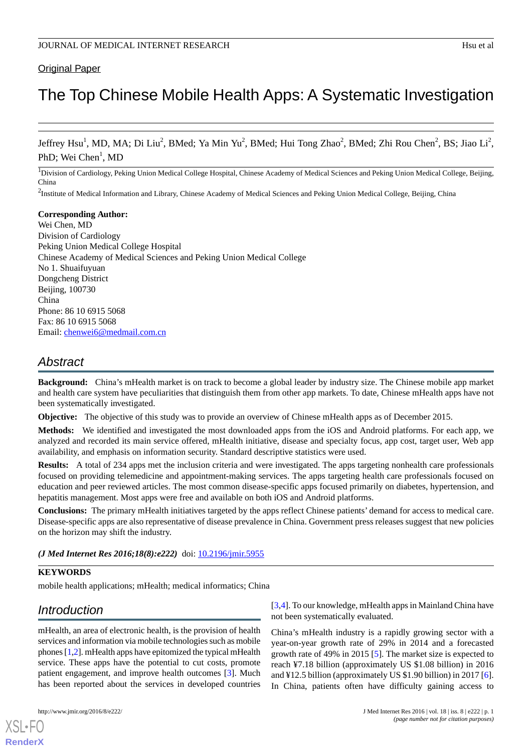Original Paper

# The Top Chinese Mobile Health Apps: A Systematic Investigation

Jeffrey Hsu[1], MD, MA; Di Liu[2], BMed; Ya Min Yu[2], BMed; Hui Tong Zhao[2], BMed; Zhi Rou Chen[2], BS; Jiao Li[2], PhD; Wei Chen[1], MD

[1]Division of Cardiology, Peking Union Medical College Hospital, Chinese Academy of Medical Sciences and Peking Union Medical College, Beijing, China

[2]Institute of Medical Information and Library, Chinese Academy of Medical Sciences and Peking Union Medical College, Beijing, China

**Corresponding Author:**
Wei Chen, MD
Division of Cardiology
Peking Union Medical College Hospital
Chinese Academy of Medical Sciences and Peking Union Medical College
No 1. Shuaifuyuan
Dongcheng District
Beijing, 100730
China
Phone: 86 10 6915 5068
Fax: 86 10 6915 5068
Email: chenwei6@medmail.com.cn

## Abstract

**Background:** China's mHealth market is on track to become a global leader by industry size. The Chinese mobile app market and health care system have peculiarities that distinguish them from other app markets. To date, Chinese mHealth apps have not been systematically investigated.

**Objective:** The objective of this study was to provide an overview of Chinese mHealth apps as of December 2015.

**Methods:** We identified and investigated the most downloaded apps from the iOS and Android platforms. For each app, we analyzed and recorded its main service offered, mHealth initiative, disease and specialty focus, app cost, target user, Web app availability, and emphasis on information security. Standard descriptive statistics were used.

**Results:** A total of 234 apps met the inclusion criteria and were investigated. The apps targeting nonhealth care professionals focused on providing telemedicine and appointment-making services. The apps targeting health care professionals focused on education and peer reviewed articles. The most common disease-specific apps focused primarily on diabetes, hypertension, and hepatitis management. Most apps were free and available on both iOS and Android platforms.

**Conclusions:** The primary mHealth initiatives targeted by the apps reflect Chinese patients' demand for access to medical care. Disease-specific apps are also representative of disease prevalence in China. Government press releases suggest that new policies on the horizon may shift the industry.

***(J Med Internet Res 2016;18(8):e222)*** doi: 10.2196/jmir.5955

**KEYWORDS**

mobile health applications; mHealth; medical informatics; China

## Introduction

mHealth, an area of electronic health, is the provision of health services and information via mobile technologies such as mobile phones [1,2]. mHealth apps have epitomized the typical mHealth service. These apps have the potential to cut costs, promote patient engagement, and improve health outcomes [3]. Much has been reported about the services in developed countries [3,4]. To our knowledge, mHealth apps in Mainland China have not been systematically evaluated.

China's mHealth industry is a rapidly growing sector with a year-on-year growth rate of 29% in 2014 and a forecasted growth rate of 49% in 2015 [5]. The market size is expected to reach ¥7.18 billion (approximately US $1.08 billion) in 2016 and ¥12.5 billion (approximately US $1.90 billion) in 2017 [6]. In China, patients often have difficulty gaining access to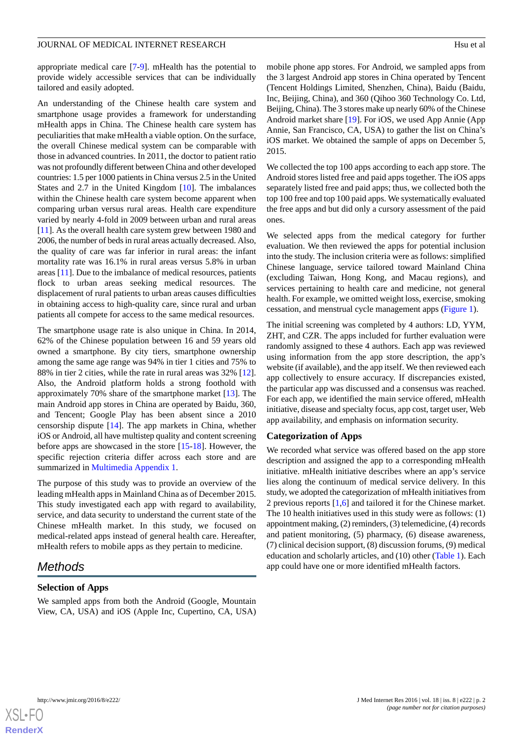appropriate medical care [7-9]. mHealth has the potential to provide widely accessible services that can be individually tailored and easily adopted.

An understanding of the Chinese health care system and smartphone usage provides a framework for understanding mHealth apps in China. The Chinese health care system has peculiarities that make mHealth a viable option. On the surface, the overall Chinese medical system can be comparable with those in advanced countries. In 2011, the doctor to patient ratio was not profoundly different between China and other developed countries: 1.5 per 1000 patients in China versus 2.5 in the United States and 2.7 in the United Kingdom [10]. The imbalances within the Chinese health care system become apparent when comparing urban versus rural areas. Health care expenditure varied by nearly 4-fold in 2009 between urban and rural areas [11]. As the overall health care system grew between 1980 and 2006, the number of beds in rural areas actually decreased. Also, the quality of care was far inferior in rural areas: the infant mortality rate was 16.1% in rural areas versus 5.8% in urban areas [11]. Due to the imbalance of medical resources, patients flock to urban areas seeking medical resources. The displacement of rural patients to urban areas causes difficulties in obtaining access to high-quality care, since rural and urban patients all compete for access to the same medical resources.

The smartphone usage rate is also unique in China. In 2014, 62% of the Chinese population between 16 and 59 years old owned a smartphone. By city tiers, smartphone ownership among the same age range was 94% in tier 1 cities and 75% to 88% in tier 2 cities, while the rate in rural areas was 32% [12]. Also, the Android platform holds a strong foothold with approximately 70% share of the smartphone market [13]. The main Android app stores in China are operated by Baidu, 360, and Tencent; Google Play has been absent since a 2010 censorship dispute [14]. The app markets in China, whether iOS or Android, all have multistep quality and content screening before apps are showcased in the store [15-18]. However, the specific rejection criteria differ across each store and are summarized in Multimedia Appendix 1.

The purpose of this study was to provide an overview of the leading mHealth apps in Mainland China as of December 2015. This study investigated each app with regard to availability, service, and data security to understand the current state of the Chinese mHealth market. In this study, we focused on medical-related apps instead of general health care. Hereafter, mHealth refers to mobile apps as they pertain to medicine.

## Methods

### Selection of Apps

We sampled apps from both the Android (Google, Mountain View, CA, USA) and iOS (Apple Inc, Cupertino, CA, USA) mobile phone app stores. For Android, we sampled apps from the 3 largest Android app stores in China operated by Tencent (Tencent Holdings Limited, Shenzhen, China), Baidu (Baidu, Inc, Beijing, China), and 360 (Qihoo 360 Technology Co. Ltd, Beijing, China). The 3 stores make up nearly 60% of the Chinese Android market share [19]. For iOS, we used App Annie (App Annie, San Francisco, CA, USA) to gather the list on China's iOS market. We obtained the sample of apps on December 5, 2015.

We collected the top 100 apps according to each app store. The Android stores listed free and paid apps together. The iOS apps separately listed free and paid apps; thus, we collected both the top 100 free and top 100 paid apps. We systematically evaluated the free apps and but did only a cursory assessment of the paid ones.

We selected apps from the medical category for further evaluation. We then reviewed the apps for potential inclusion into the study. The inclusion criteria were as follows: simplified Chinese language, service tailored toward Mainland China (excluding Taiwan, Hong Kong, and Macau regions), and services pertaining to health care and medicine, not general health. For example, we omitted weight loss, exercise, smoking cessation, and menstrual cycle management apps (Figure 1).

The initial screening was completed by 4 authors: LD, YYM, ZHT, and CZR. The apps included for further evaluation were randomly assigned to these 4 authors. Each app was reviewed using information from the app store description, the app's website (if available), and the app itself. We then reviewed each app collectively to ensure accuracy. If discrepancies existed, the particular app was discussed and a consensus was reached. For each app, we identified the main service offered, mHealth initiative, disease and specialty focus, app cost, target user, Web app availability, and emphasis on information security.

### Categorization of Apps

We recorded what service was offered based on the app store description and assigned the app to a corresponding mHealth initiative. mHealth initiative describes where an app's service lies along the continuum of medical service delivery. In this study, we adopted the categorization of mHealth initiatives from 2 previous reports [1,6] and tailored it for the Chinese market. The 10 health initiatives used in this study were as follows: (1) appointment making, (2) reminders, (3) telemedicine, (4) records and patient monitoring, (5) pharmacy, (6) disease awareness, (7) clinical decision support, (8) discussion forums, (9) medical education and scholarly articles, and (10) other (Table 1). Each app could have one or more identified mHealth factors.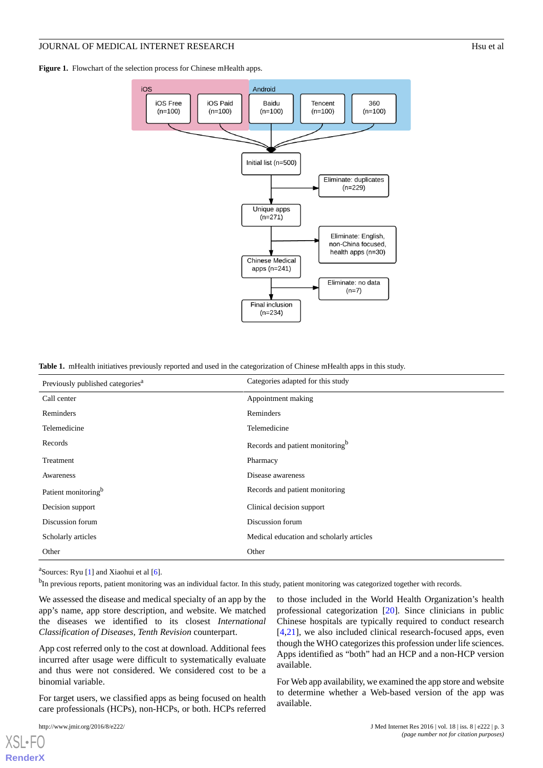**Figure 1.** Flowchart of the selection process for Chinese mHealth apps.

**Table 1.** mHealth initiatives previously reported and used in the categorization of Chinese mHealth apps in this study.

| Previously published categories[a] | Categories adapted for this study |
| --- | --- |
| Call center | Appointment making |
| Reminders | Reminders |
| Telemedicine | Telemedicine |
| Records | Records and patient monitoring[b] |
| Treatment | Pharmacy |
| Awareness | Disease awareness |
| Patient monitoring[b] | Records and patient monitoring |
| Decision support | Clinical decision support |
| Discussion forum | Discussion forum |
| Scholarly articles | Medical education and scholarly articles |
| Other | Other |

[a]Sources: Ryu [1] and Xiaohui et al [6].

[b]In previous reports, patient monitoring was an individual factor. In this study, patient monitoring was categorized together with records.

We assessed the disease and medical specialty of an app by the app's name, app store description, and website. We matched the diseases we identified to its closest *International Classification of Diseases, Tenth Revision* counterpart.

App cost referred only to the cost at download. Additional fees incurred after usage were difficult to systematically evaluate and thus were not considered. We considered cost to be a binomial variable.

For target users, we classified apps as being focused on health care professionals (HCPs), non-HCPs, or both. HCPs referred to those included in the World Health Organization's health professional categorization [20]. Since clinicians in public Chinese hospitals are typically required to conduct research [4,21], we also included clinical research-focused apps, even though the WHO categorizes this profession under life sciences. Apps identified as "both" had an HCP and a non-HCP version available.

For Web app availability, we examined the app store and website to determine whether a Web-based version of the app was available.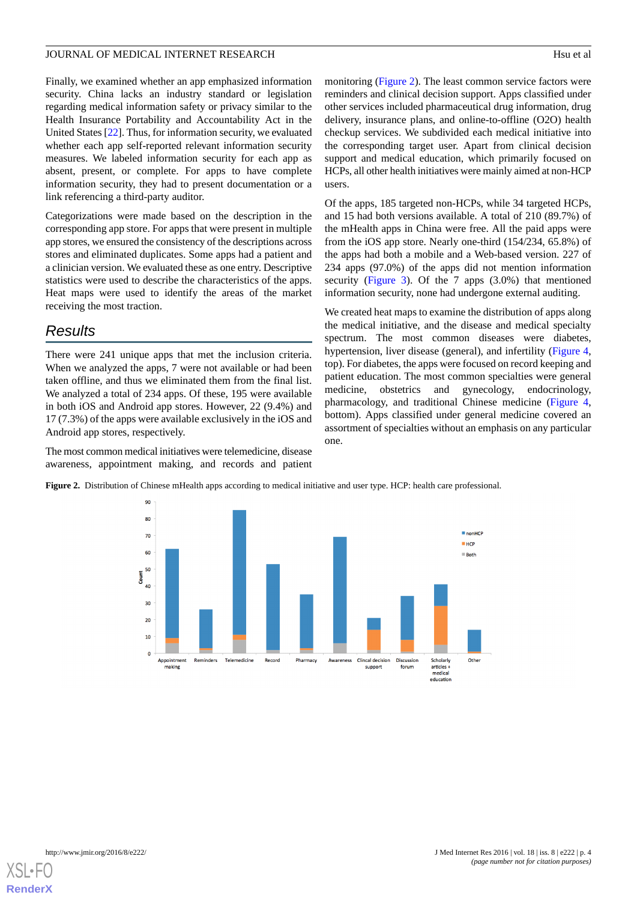Finally, we examined whether an app emphasized information security. China lacks an industry standard or legislation regarding medical information safety or privacy similar to the Health Insurance Portability and Accountability Act in the United States [22]. Thus, for information security, we evaluated whether each app self-reported relevant information security measures. We labeled information security for each app as absent, present, or complete. For apps to have complete information security, they had to present documentation or a link referencing a third-party auditor.

Categorizations were made based on the description in the corresponding app store. For apps that were present in multiple app stores, we ensured the consistency of the descriptions across stores and eliminated duplicates. Some apps had a patient and a clinician version. We evaluated these as one entry. Descriptive statistics were used to describe the characteristics of the apps. Heat maps were used to identify the areas of the market receiving the most traction.

## Results

There were 241 unique apps that met the inclusion criteria. When we analyzed the apps, 7 were not available or had been taken offline, and thus we eliminated them from the final list. We analyzed a total of 234 apps. Of these, 195 were available in both iOS and Android app stores. However, 22 (9.4%) and 17 (7.3%) of the apps were available exclusively in the iOS and Android app stores, respectively.

The most common medical initiatives were telemedicine, disease awareness, appointment making, and records and patient monitoring (Figure 2). The least common service factors were reminders and clinical decision support. Apps classified under other services included pharmaceutical drug information, drug delivery, insurance plans, and online-to-offline (O2O) health checkup services. We subdivided each medical initiative into the corresponding target user. Apart from clinical decision support and medical education, which primarily focused on HCPs, all other health initiatives were mainly aimed at non-HCP users.

Of the apps, 185 targeted non-HCPs, while 34 targeted HCPs, and 15 had both versions available. A total of 210 (89.7%) of the mHealth apps in China were free. All the paid apps were from the iOS app store. Nearly one-third (154/234, 65.8%) of the apps had both a mobile and a Web-based version. 227 of 234 apps (97.0%) of the apps did not mention information security (Figure 3). Of the 7 apps (3.0%) that mentioned information security, none had undergone external auditing.

We created heat maps to examine the distribution of apps along the medical initiative, and the disease and medical specialty spectrum. The most common diseases were diabetes, hypertension, liver disease (general), and infertility (Figure 4, top). For diabetes, the apps were focused on record keeping and patient education. The most common specialties were general medicine, obstetrics and gynecology, endocrinology, pharmacology, and traditional Chinese medicine (Figure 4, bottom). Apps classified under general medicine covered an assortment of specialties without an emphasis on any particular one.

**Figure 2.** Distribution of Chinese mHealth apps according to medical initiative and user type. HCP: health care professional.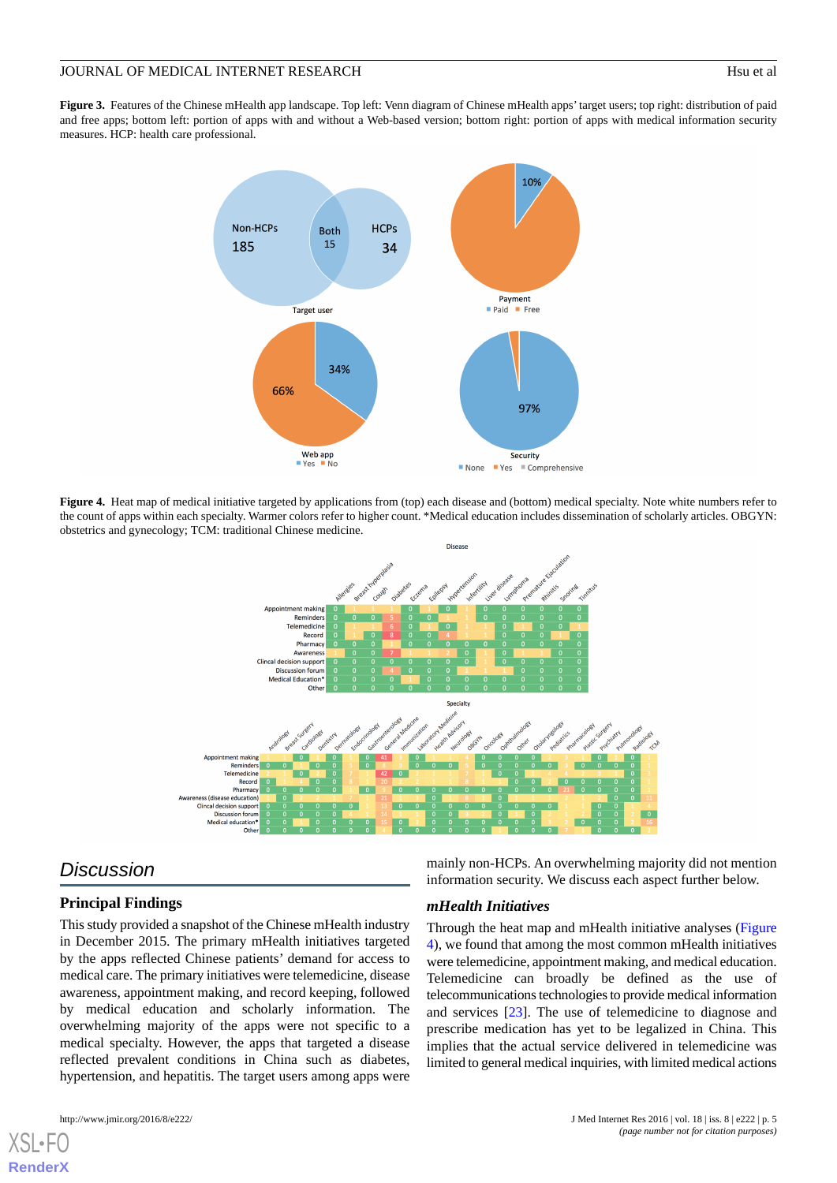**Figure 3.** Features of the Chinese mHealth app landscape. Top left: Venn diagram of Chinese mHealth apps' target users; top right: distribution of paid and free apps; bottom left: portion of apps with and without a Web-based version; bottom right: portion of apps with medical information security measures. HCP: health care professional.

**Figure 4.** Heat map of medical initiative targeted by applications from (top) each disease and (bottom) medical specialty. Note white numbers refer to the count of apps within each specialty. Warmer colors refer to higher count. *Medical education includes dissemination of scholarly articles. OBGYN: obstetrics and gynecology; TCM: traditional Chinese medicine.

## Discussion

### Principal Findings

This study provided a snapshot of the Chinese mHealth industry in December 2015. The primary mHealth initiatives targeted by the apps reflected Chinese patients' demand for access to medical care. The primary initiatives were telemedicine, disease awareness, appointment making, and record keeping, followed by medical education and scholarly information. The overwhelming majority of the apps were not specific to a medical specialty. However, the apps that targeted a disease reflected prevalent conditions in China such as diabetes, hypertension, and hepatitis. The target users among apps were mainly non-HCPs. An overwhelming majority did not mention information security. We discuss each aspect further below.

### *mHealth Initiatives*

Through the heat map and mHealth initiative analyses (Figure 4), we found that among the most common mHealth initiatives were telemedicine, appointment making, and medical education. Telemedicine can broadly be defined as the use of telecommunications technologies to provide medical information and services [23]. The use of telemedicine to diagnose and prescribe medication has yet to be legalized in China. This implies that the actual service delivered in telemedicine was limited to general medical inquiries, with limited medical actions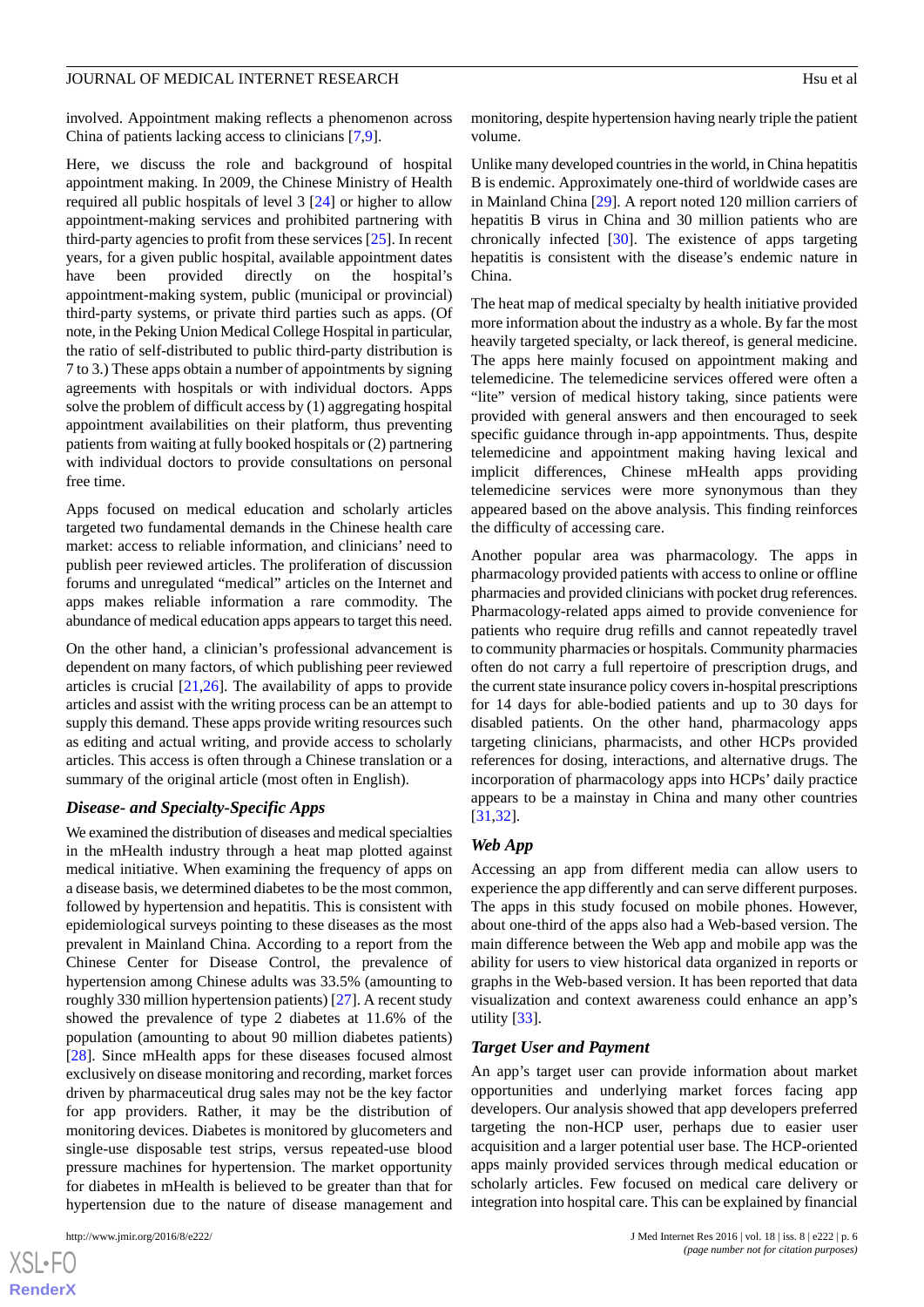involved. Appointment making reflects a phenomenon across China of patients lacking access to clinicians [7,9].

Here, we discuss the role and background of hospital appointment making. In 2009, the Chinese Ministry of Health required all public hospitals of level 3 [24] or higher to allow appointment-making services and prohibited partnering with third-party agencies to profit from these services [25]. In recent years, for a given public hospital, available appointment dates have been provided directly on the hospital's appointment-making system, public (municipal or provincial) third-party systems, or private third parties such as apps. (Of note, in the Peking Union Medical College Hospital in particular, the ratio of self-distributed to public third-party distribution is 7 to 3.) These apps obtain a number of appointments by signing agreements with hospitals or with individual doctors. Apps solve the problem of difficult access by (1) aggregating hospital appointment availabilities on their platform, thus preventing patients from waiting at fully booked hospitals or (2) partnering with individual doctors to provide consultations on personal free time.

Apps focused on medical education and scholarly articles targeted two fundamental demands in the Chinese health care market: access to reliable information, and clinicians' need to publish peer reviewed articles. The proliferation of discussion forums and unregulated "medical" articles on the Internet and apps makes reliable information a rare commodity. The abundance of medical education apps appears to target this need.

On the other hand, a clinician's professional advancement is dependent on many factors, of which publishing peer reviewed articles is crucial [21,26]. The availability of apps to provide articles and assist with the writing process can be an attempt to supply this demand. These apps provide writing resources such as editing and actual writing, and provide access to scholarly articles. This access is often through a Chinese translation or a summary of the original article (most often in English).

### *Disease- and Specialty-Specific Apps*

We examined the distribution of diseases and medical specialties in the mHealth industry through a heat map plotted against medical initiative. When examining the frequency of apps on a disease basis, we determined diabetes to be the most common, followed by hypertension and hepatitis. This is consistent with epidemiological surveys pointing to these diseases as the most prevalent in Mainland China. According to a report from the Chinese Center for Disease Control, the prevalence of hypertension among Chinese adults was 33.5% (amounting to roughly 330 million hypertension patients) [27]. A recent study showed the prevalence of type 2 diabetes at 11.6% of the population (amounting to about 90 million diabetes patients) [28]. Since mHealth apps for these diseases focused almost exclusively on disease monitoring and recording, market forces driven by pharmaceutical drug sales may not be the key factor for app providers. Rather, it may be the distribution of monitoring devices. Diabetes is monitored by glucometers and single-use disposable test strips, versus repeated-use blood pressure machines for hypertension. The market opportunity for diabetes in mHealth is believed to be greater than that for hypertension due to the nature of disease management and monitoring, despite hypertension having nearly triple the patient volume.

Unlike many developed countries in the world, in China hepatitis B is endemic. Approximately one-third of worldwide cases are in Mainland China [29]. A report noted 120 million carriers of hepatitis B virus in China and 30 million patients who are chronically infected [30]. The existence of apps targeting hepatitis is consistent with the disease's endemic nature in China.

The heat map of medical specialty by health initiative provided more information about the industry as a whole. By far the most heavily targeted specialty, or lack thereof, is general medicine. The apps here mainly focused on appointment making and telemedicine. The telemedicine services offered were often a "lite" version of medical history taking, since patients were provided with general answers and then encouraged to seek specific guidance through in-app appointments. Thus, despite telemedicine and appointment making having lexical and implicit differences, Chinese mHealth apps providing telemedicine services were more synonymous than they appeared based on the above analysis. This finding reinforces the difficulty of accessing care.

Another popular area was pharmacology. The apps in pharmacology provided patients with access to online or offline pharmacies and provided clinicians with pocket drug references. Pharmacology-related apps aimed to provide convenience for patients who require drug refills and cannot repeatedly travel to community pharmacies or hospitals. Community pharmacies often do not carry a full repertoire of prescription drugs, and the current state insurance policy covers in-hospital prescriptions for 14 days for able-bodied patients and up to 30 days for disabled patients. On the other hand, pharmacology apps targeting clinicians, pharmacists, and other HCPs provided references for dosing, interactions, and alternative drugs. The incorporation of pharmacology apps into HCPs' daily practice appears to be a mainstay in China and many other countries [31,32].

### *Web App*

Accessing an app from different media can allow users to experience the app differently and can serve different purposes. The apps in this study focused on mobile phones. However, about one-third of the apps also had a Web-based version. The main difference between the Web app and mobile app was the ability for users to view historical data organized in reports or graphs in the Web-based version. It has been reported that data visualization and context awareness could enhance an app's utility [33].

### *Target User and Payment*

An app's target user can provide information about market opportunities and underlying market forces facing app developers. Our analysis showed that app developers preferred targeting the non-HCP user, perhaps due to easier user acquisition and a larger potential user base. The HCP-oriented apps mainly provided services through medical education or scholarly articles. Few focused on medical care delivery or integration into hospital care. This can be explained by financial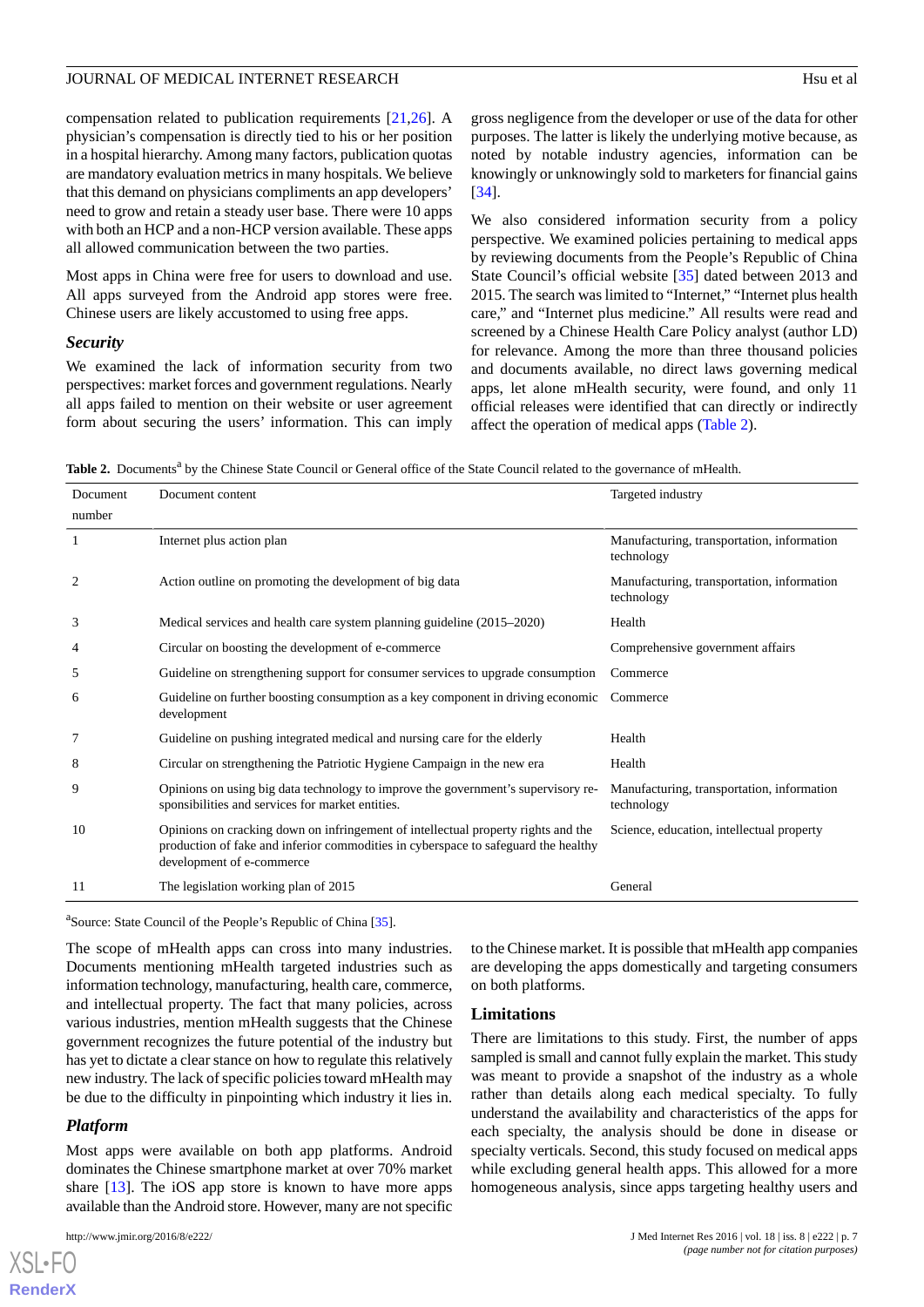compensation related to publication requirements [21,26]. A physician's compensation is directly tied to his or her position in a hospital hierarchy. Among many factors, publication quotas are mandatory evaluation metrics in many hospitals. We believe that this demand on physicians compliments an app developers' need to grow and retain a steady user base. There were 10 apps with both an HCP and a non-HCP version available. These apps all allowed communication between the two parties.

Most apps in China were free for users to download and use. All apps surveyed from the Android app stores were free. Chinese users are likely accustomed to using free apps.

### Security

We examined the lack of information security from two perspectives: market forces and government regulations. Nearly all apps failed to mention on their website or user agreement form about securing the users' information. This can imply gross negligence from the developer or use of the data for other purposes. The latter is likely the underlying motive because, as noted by notable industry agencies, information can be knowingly or unknowingly sold to marketers for financial gains [34].

We also considered information security from a policy perspective. We examined policies pertaining to medical apps by reviewing documents from the People's Republic of China State Council's official website [35] dated between 2013 and 2015. The search was limited to "Internet," "Internet plus health care," and "Internet plus medicine." All results were read and screened by a Chinese Health Care Policy analyst (author LD) for relevance. Among the more than three thousand policies and documents available, no direct laws governing medical apps, let alone mHealth security, were found, and only 11 official releases were identified that can directly or indirectly affect the operation of medical apps (Table 2).

**Table 2.** Documents[a] by the Chinese State Council or General office of the State Council related to the governance of mHealth.

| Document number | Document content | Targeted industry |
|---|---|---|
| 1 | Internet plus action plan | Manufacturing, transportation, information technology |
| 2 | Action outline on promoting the development of big data | Manufacturing, transportation, information technology |
| 3 | Medical services and health care system planning guideline (2015–2020) | Health |
| 4 | Circular on boosting the development of e-commerce | Comprehensive government affairs |
| 5 | Guideline on strengthening support for consumer services to upgrade consumption | Commerce |
| 6 | Guideline on further boosting consumption as a key component in driving economic development | Commerce |
| 7 | Guideline on pushing integrated medical and nursing care for the elderly | Health |
| 8 | Circular on strengthening the Patriotic Hygiene Campaign in the new era | Health |
| 9 | Opinions on using big data technology to improve the government's supervisory responsibilities and services for market entities. | Manufacturing, transportation, information technology |
| 10 | Opinions on cracking down on infringement of intellectual property rights and the production of fake and inferior commodities in cyberspace to safeguard the healthy development of e-commerce | Science, education, intellectual property |
| 11 | The legislation working plan of 2015 | General |

[a]Source: State Council of the People's Republic of China [35].

The scope of mHealth apps can cross into many industries. Documents mentioning mHealth targeted industries such as information technology, manufacturing, health care, commerce, and intellectual property. The fact that many policies, across various industries, mention mHealth suggests that the Chinese government recognizes the future potential of the industry but has yet to dictate a clear stance on how to regulate this relatively new industry. The lack of specific policies toward mHealth may be due to the difficulty in pinpointing which industry it lies in.

### Platform

Most apps were available on both app platforms. Android dominates the Chinese smartphone market at over 70% market share [13]. The iOS app store is known to have more apps available than the Android store. However, many are not specific to the Chinese market. It is possible that mHealth app companies are developing the apps domestically and targeting consumers on both platforms.

## Limitations

There are limitations to this study. First, the number of apps sampled is small and cannot fully explain the market. This study was meant to provide a snapshot of the industry as a whole rather than details along each medical specialty. To fully understand the availability and characteristics of the apps for each specialty, the analysis should be done in disease or specialty verticals. Second, this study focused on medical apps while excluding general health apps. This allowed for a more homogeneous analysis, since apps targeting healthy users and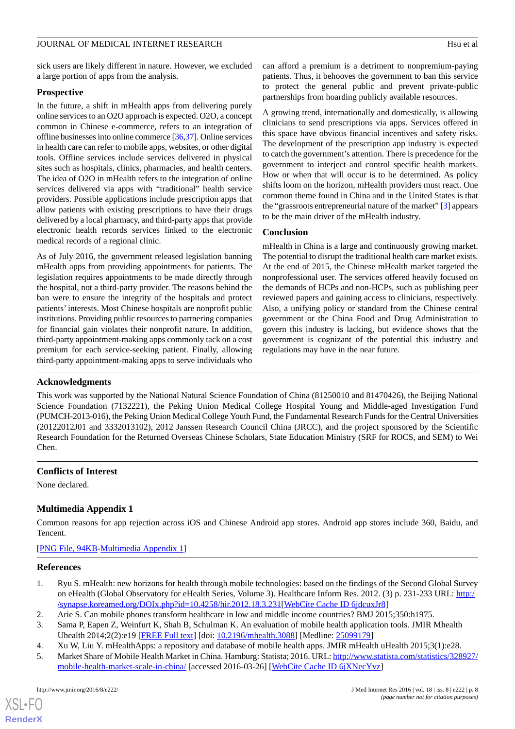sick users are likely different in nature. However, we excluded a large portion of apps from the analysis.

### Prospective

In the future, a shift in mHealth apps from delivering purely online services to an O2O approach is expected. O2O, a concept common in Chinese e-commerce, refers to an integration of offline businesses into online commerce [36,37]. Online services in health care can refer to mobile apps, websites, or other digital tools. Offline services include services delivered in physical sites such as hospitals, clinics, pharmacies, and health centers. The idea of O2O in mHealth refers to the integration of online services delivered via apps with "traditional" health service providers. Possible applications include prescription apps that allow patients with existing prescriptions to have their drugs delivered by a local pharmacy, and third-party apps that provide electronic health records services linked to the electronic medical records of a regional clinic.

As of July 2016, the government released legislation banning mHealth apps from providing appointments for patients. The legislation requires appointments to be made directly through the hospital, not a third-party provider. The reasons behind the ban were to ensure the integrity of the hospitals and protect patients' interests. Most Chinese hospitals are nonprofit public institutions. Providing public resources to partnering companies for financial gain violates their nonprofit nature. In addition, third-party appointment-making apps commonly tack on a cost premium for each service-seeking patient. Finally, allowing third-party appointment-making apps to serve individuals who can afford a premium is a detriment to nonpremium-paying patients. Thus, it behooves the government to ban this service to protect the general public and prevent private-public partnerships from hoarding publicly available resources.

A growing trend, internationally and domestically, is allowing clinicians to send prescriptions via apps. Services offered in this space have obvious financial incentives and safety risks. The development of the prescription app industry is expected to catch the government's attention. There is precedence for the government to interject and control specific health markets. How or when that will occur is to be determined. As policy shifts loom on the horizon, mHealth providers must react. One common theme found in China and in the United States is that the "grassroots entrepreneurial nature of the market" [3] appears to be the main driver of the mHealth industry.

### Conclusion

mHealth in China is a large and continuously growing market. The potential to disrupt the traditional health care market exists. At the end of 2015, the Chinese mHealth market targeted the nonprofessional user. The services offered heavily focused on the demands of HCPs and non-HCPs, such as publishing peer reviewed papers and gaining access to clinicians, respectively. Also, a unifying policy or standard from the Chinese central government or the China Food and Drug Administration to govern this industry is lacking, but evidence shows that the government is cognizant of the potential this industry and regulations may have in the near future.

## Acknowledgments

This work was supported by the National Natural Science Foundation of China (81250010 and 81470426), the Beijing National Science Foundation (7132221), the Peking Union Medical College Hospital Young and Middle-aged Investigation Fund (PUMCH-2013-016), the Peking Union Medical College Youth Fund, the Fundamental Research Funds for the Central Universities (20122012J01 and 3332013102), 2012 Janssen Research Council China (JRCC), and the project sponsored by the Scientific Research Foundation for the Returned Overseas Chinese Scholars, State Education Ministry (SRF for ROCS, and SEM) to Wei Chen.

## Conflicts of Interest

None declared.

## Multimedia Appendix 1

Common reasons for app rejection across iOS and Chinese Android app stores. Android app stores include 360, Baidu, and Tencent.

[PNG File, 94KB-Multimedia Appendix 1]

## References

1. Ryu S. mHealth: new horizons for health through mobile technologies: based on the findings of the Second Global Survey on eHealth (Global Observatory for eHealth Series, Volume 3). Healthcare Inform Res. 2012. (3) p. 231-233 URL: http://synapse.koreamed.org/DOIx.php?id=10.4258/hir.2012.18.3.231[WebCite Cache ID 6jdcuxJr8]
2. Arie S. Can mobile phones transform healthcare in low and middle income countries? BMJ 2015;350:h1975.
3. Sama P, Eapen Z, Weinfurt K, Shah B, Schulman K. An evaluation of mobile health application tools. JMIR Mhealth Uhealth 2014;2(2):e19 [FREE Full text] [doi: 10.2196/mhealth.3088] [Medline: 25099179]
4. Xu W, Liu Y. mHealthApps: a repository and database of mobile health apps. JMIR mHealth uHealth 2015;3(1):e28.
5. Market Share of Mobile Health Market in China. Hamburg: Statista; 2016. URL: http://www.statista.com/statistics/328927/mobile-health-market-scale-in-china/ [accessed 2016-03-26] [WebCite Cache ID 6jXNecYvz]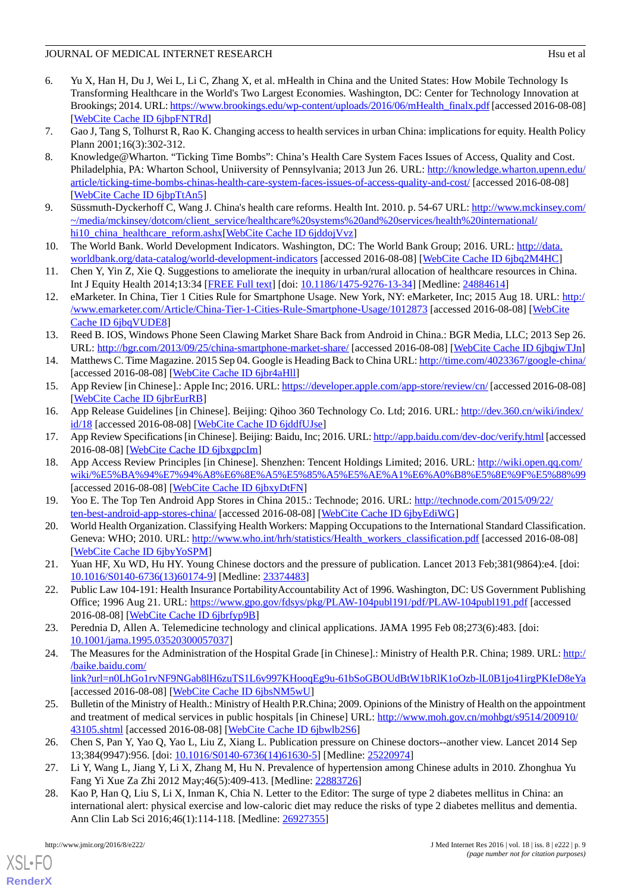6. Yu X, Han H, Du J, Wei L, Li C, Zhang X, et al. mHealth in China and the United States: How Mobile Technology Is Transforming Healthcare in the World's Two Largest Economies. Washington, DC: Center for Technology Innovation at Brookings; 2014. URL: https://www.brookings.edu/wp-content/uploads/2016/06/mHealth_finalx.pdf [accessed 2016-08-08] [WebCite Cache ID 6jbpFNTRd]
7. Gao J, Tang S, Tolhurst R, Rao K. Changing access to health services in urban China: implications for equity. Health Policy Plann 2001;16(3):302-312.
8. Knowledge@Wharton. "Ticking Time Bombs": China's Health Care System Faces Issues of Access, Quality and Cost. Philadelphia, PA: Wharton School, Uniiversity of Pennsylvania; 2013 Jun 26. URL: http://knowledge.wharton.upenn.edu/article/ticking-time-bombs-chinas-health-care-system-faces-issues-of-access-quality-and-cost/ [accessed 2016-08-08] [WebCite Cache ID 6jbpTtAn5]
9. Süssmuth-Dyckerhoff C, Wang J. China's health care reforms. Health Int. 2010. p. 54-67 URL: http://www.mckinsey.com/~/media/mckinsey/dotcom/client_service/healthcare%20systems%20and%20services/health%20international/hi10_china_healthcare_reform.ashx[WebCite Cache ID 6jddojVvz]
10. The World Bank. World Development Indicators. Washington, DC: The World Bank Group; 2016. URL: http://data.worldbank.org/data-catalog/world-development-indicators [accessed 2016-08-08] [WebCite Cache ID 6jbq2M4HC]
11. Chen Y, Yin Z, Xie Q. Suggestions to ameliorate the inequity in urban/rural allocation of healthcare resources in China. Int J Equity Health 2014;13:34 [FREE Full text] [doi: 10.1186/1475-9276-13-34] [Medline: 24884614]
12. eMarketer. In China, Tier 1 Cities Rule for Smartphone Usage. New York, NY: eMarketer, Inc; 2015 Aug 18. URL: http://www.emarketer.com/Article/China-Tier-1-Cities-Rule-Smartphone-Usage/1012873 [accessed 2016-08-08] [WebCite Cache ID 6jbqVUDE8]
13. Reed B. IOS, Windows Phone Seen Clawing Market Share Back from Android in China.: BGR Media, LLC; 2013 Sep 26. URL: http://bgr.com/2013/09/25/china-smartphone-market-share/ [accessed 2016-08-08] [WebCite Cache ID 6jbqjwTJn]
14. Matthews C. Time Magazine. 2015 Sep 04. Google is Heading Back to China URL: http://time.com/4023367/google-china/ [accessed 2016-08-08] [WebCite Cache ID 6jbr4aHll]
15. App Review [in Chinese].: Apple Inc; 2016. URL: https://developer.apple.com/app-store/review/cn/ [accessed 2016-08-08] [WebCite Cache ID 6jbrEurRB]
16. App Release Guidelines [in Chinese]. Beijing: Qihoo 360 Technology Co. Ltd; 2016. URL: http://dev.360.cn/wiki/index/id/18 [accessed 2016-08-08] [WebCite Cache ID 6jddfUJse]
17. App Review Specifications [in Chinese]. Beijing: Baidu, Inc; 2016. URL: http://app.baidu.com/dev-doc/verify.html [accessed 2016-08-08] [WebCite Cache ID 6jbxgpcIm]
18. App Access Review Principles [in Chinese]. Shenzhen: Tencent Holdings Limited; 2016. URL: http://wiki.open.qq.com/wiki/%E5%BA%94%E7%94%A8%E6%8E%A5%E5%85%A5%E5%AE%A1%E6%A0%B8%E5%8E%9F%E5%88%99 [accessed 2016-08-08] [WebCite Cache ID 6jbxyDtFN]
19. Yoo E. The Top Ten Android App Stores in China 2015.: Technode; 2016. URL: http://technode.com/2015/09/22/ten-best-android-app-stores-china/ [accessed 2016-08-08] [WebCite Cache ID 6jbyEdiWG]
20. World Health Organization. Classifying Health Workers: Mapping Occupations to the International Standard Classification. Geneva: WHO; 2010. URL: http://www.who.int/hrh/statistics/Health_workers_classification.pdf [accessed 2016-08-08] [WebCite Cache ID 6jbyYoSPM]
21. Yuan HF, Xu WD, Hu HY. Young Chinese doctors and the pressure of publication. Lancet 2013 Feb;381(9864):e4. [doi: 10.1016/S0140-6736(13)60174-9] [Medline: 23374483]
22. Public Law 104-191: Health Insurance PortabilityAccountability Act of 1996. Washington, DC: US Government Publishing Office; 1996 Aug 21. URL: https://www.gpo.gov/fdsys/pkg/PLAW-104publ191/pdf/PLAW-104publ191.pdf [accessed 2016-08-08] [WebCite Cache ID 6jbrfyp9B]
23. Perednia D, Allen A. Telemedicine technology and clinical applications. JAMA 1995 Feb 08;273(6):483. [doi: 10.1001/jama.1995.03520300057037]
24. The Measures for the Administration of the Hospital Grade [in Chinese].: Ministry of Health P.R. China; 1989. URL: http://baike.baidu.com/link?url=n0LhGo1rvNF9NGab8lH6zuTS1L6v997KHooqEg9u-61bSoGBOUdBtW1bRlK1oOzb-lL0B1jo41irgPKIeD8eYa [accessed 2016-08-08] [WebCite Cache ID 6jbsNM5wU]
25. Bulletin of the Ministry of Health.: Ministry of Health P.R.China; 2009. Opinions of the Ministry of Health on the appointment and treatment of medical services in public hospitals [in Chinese] URL: http://www.moh.gov.cn/mohbgt/s9514/200910/43105.shtml [accessed 2016-08-08] [WebCite Cache ID 6jbwlb2S6]
26. Chen S, Pan Y, Yao Q, Yao L, Liu Z, Xiang L. Publication pressure on Chinese doctors--another view. Lancet 2014 Sep 13;384(9947):956. [doi: 10.1016/S0140-6736(14)61630-5] [Medline: 25220974]
27. Li Y, Wang L, Jiang Y, Li X, Zhang M, Hu N. Prevalence of hypertension among Chinese adults in 2010. Zhonghua Yu Fang Yi Xue Za Zhi 2012 May;46(5):409-413. [Medline: 22883726]
28. Kao P, Han Q, Liu S, Li X, Inman K, Chia N. Letter to the Editor: The surge of type 2 diabetes mellitus in China: an international alert: physical exercise and low-caloric diet may reduce the risks of type 2 diabetes mellitus and dementia. Ann Clin Lab Sci 2016;46(1):114-118. [Medline: 26927355]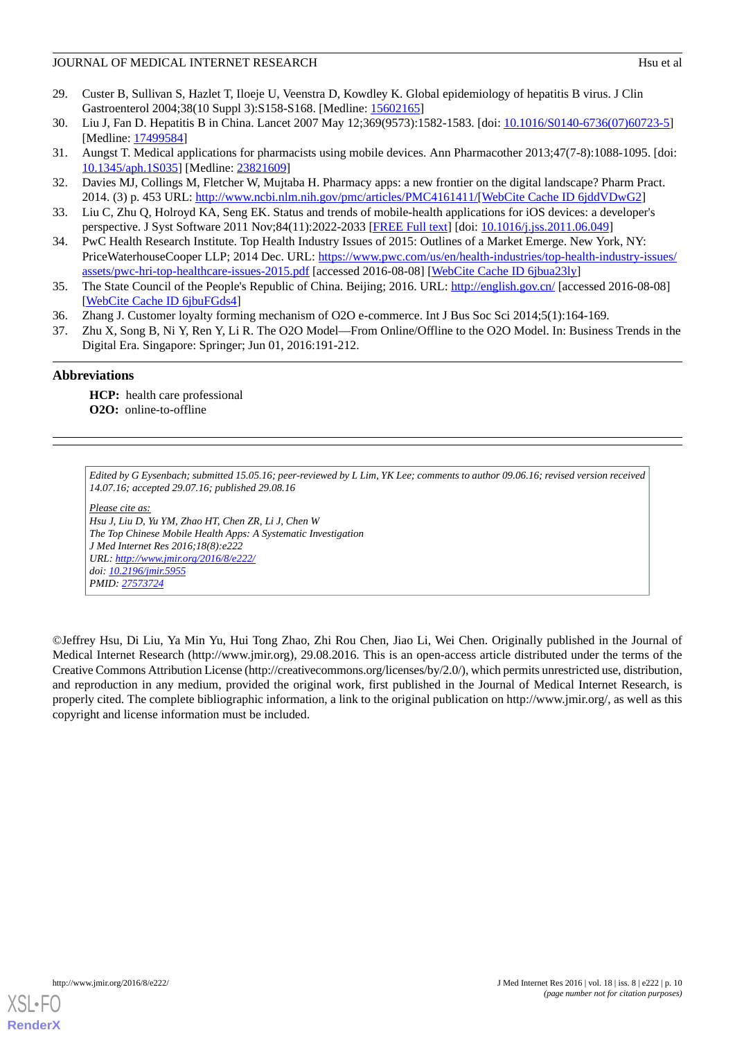29. Custer B, Sullivan S, Hazlet T, Iloeje U, Veenstra D, Kowdley K. Global epidemiology of hepatitis B virus. J Clin Gastroenterol 2004;38(10 Suppl 3):S158-S168. [Medline: 15602165]
30. Liu J, Fan D. Hepatitis B in China. Lancet 2007 May 12;369(9573):1582-1583. [doi: 10.1016/S0140-6736(07)60723-5] [Medline: 17499584]
31. Aungst T. Medical applications for pharmacists using mobile devices. Ann Pharmacother 2013;47(7-8):1088-1095. [doi: 10.1345/aph.1S035] [Medline: 23821609]
32. Davies MJ, Collings M, Fletcher W, Mujtaba H. Pharmacy apps: a new frontier on the digital landscape? Pharm Pract. 2014. (3) p. 453 URL: http://www.ncbi.nlm.nih.gov/pmc/articles/PMC4161411/[WebCite Cache ID 6jddVDwG2]
33. Liu C, Zhu Q, Holroyd KA, Seng EK. Status and trends of mobile-health applications for iOS devices: a developer's perspective. J Syst Software 2011 Nov;84(11):2022-2033 [FREE Full text] [doi: 10.1016/j.jss.2011.06.049]
34. PwC Health Research Institute. Top Health Industry Issues of 2015: Outlines of a Market Emerge. New York, NY: PriceWaterhouseCooper LLP; 2014 Dec. URL: https://www.pwc.com/us/en/health-industries/top-health-industry-issues/assets/pwc-hri-top-healthcare-issues-2015.pdf [accessed 2016-08-08] [WebCite Cache ID 6jbua23ly]
35. The State Council of the People's Republic of China. Beijing; 2016. URL: http://english.gov.cn/ [accessed 2016-08-08] [WebCite Cache ID 6jbuFGds4]
36. Zhang J. Customer loyalty forming mechanism of O2O e-commerce. Int J Bus Soc Sci 2014;5(1):164-169.
37. Zhu X, Song B, Ni Y, Ren Y, Li R. The O2O Model—From Online/Offline to the O2O Model. In: Business Trends in the Digital Era. Singapore: Springer; Jun 01, 2016:191-212.

## Abbreviations

**HCP:** health care professional
**O2O:** online-to-offline

*Edited by G Eysenbach; submitted 15.05.16; peer-reviewed by L Lim, YK Lee; comments to author 09.06.16; revised version received 14.07.16; accepted 29.07.16; published 29.08.16*

*Please cite as:*
*Hsu J, Liu D, Yu YM, Zhao HT, Chen ZR, Li J, Chen W*
*The Top Chinese Mobile Health Apps: A Systematic Investigation*
*J Med Internet Res 2016;18(8):e222*
*URL: http://www.jmir.org/2016/8/e222/*
*doi: 10.2196/jmir.5955*
*PMID: 27573724*

©Jeffrey Hsu, Di Liu, Ya Min Yu, Hui Tong Zhao, Zhi Rou Chen, Jiao Li, Wei Chen. Originally published in the Journal of Medical Internet Research (http://www.jmir.org), 29.08.2016. This is an open-access article distributed under the terms of the Creative Commons Attribution License (http://creativecommons.org/licenses/by/2.0/), which permits unrestricted use, distribution, and reproduction in any medium, provided the original work, first published in the Journal of Medical Internet Research, is properly cited. The complete bibliographic information, a link to the original publication on http://www.jmir.org/, as well as this copyright and license information must be included.